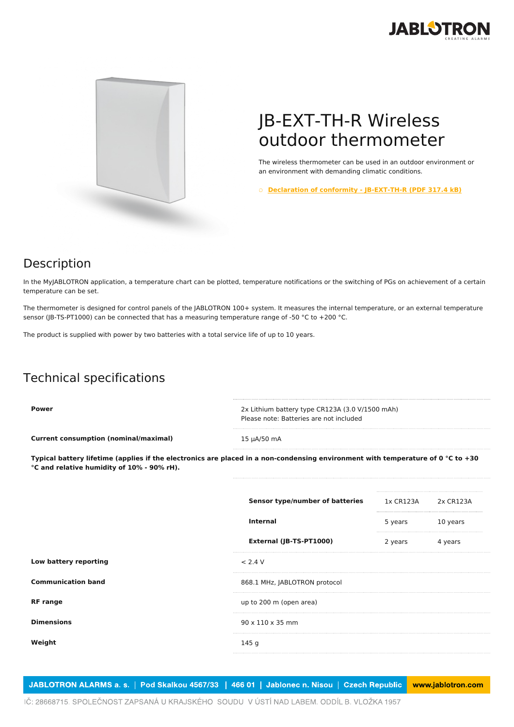# JB-EXT-TH-R Wireless outdoor thermometer

The wireless thermometer can be used in an outdoor environment or an environment with demanding climatic conditions.

- Declaration of conformity - JB-EXT-TH-R (PDF 317.4 kB)

## Description

In the MyJABLOTRON application, a temperature chart can be plotted, temperature notifications or the switching of PGs on achievement of a certain temperature can be set.

The thermometer is designed for control panels of the JABLOTRON 100+ system. It measures the internal temperature, or an external temperature sensor (JB-TS-PT1000) can be connected that has a measuring temperature range of -50 °C to +200 °C.

The product is supplied with power by two batteries with a total service life of up to 10 years.

## Technical specifications

| | |
|---|---|
| **Power** | 2x Lithium battery type CR123A (3.0 V/1500 mAh)<br>Please note: Batteries are not included |
| **Current consumption (nominal/maximal)** | 15 µA/50 mA |

**Typical battery lifetime (applies if the electronics are placed in a non-condensing environment with temperature of 0 °C to +30 °C and relative humidity of 10% - 90% rH).**

| Sensor type/number of batteries | 1x CR123A | 2x CR123A |
|---|---|---|
| **Internal** | 5 years | 10 years |
| **External (JB-TS-PT1000)** | 2 years | 4 years |

| | |
|---|---|
| **Low battery reporting** | < 2.4 V |
| **Communication band** | 868.1 MHz, JABLOTRON protocol |
| **RF range** | up to 200 m (open area) |
| **Dimensions** | 90 x 110 x 35 mm |
| **Weight** | 145 g |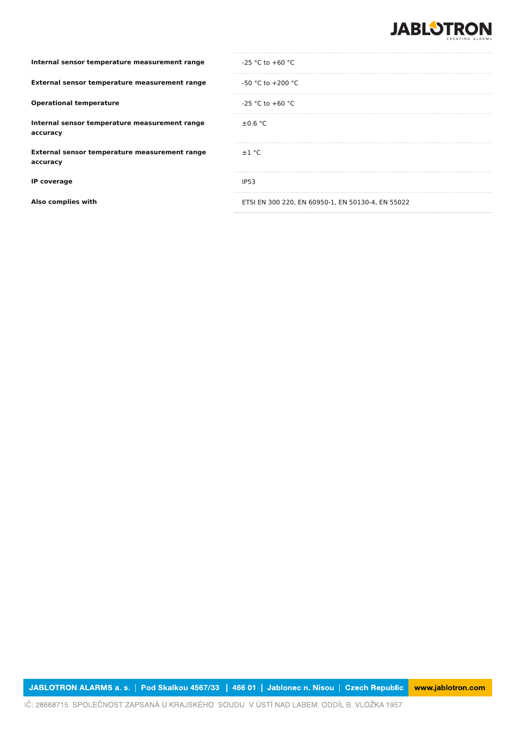| | |
|---|---|
| **Internal sensor temperature measurement range** | -25 °C to +60 °C |
| **External sensor temperature measurement range** | -50 °C to +200 °C |
| **Operational temperature** | -25 °C to +60 °C |
| **Internal sensor temperature measurement range accuracy** | ±0.6 °C |
| **External sensor temperature measurement range accuracy** | ±1 °C |
| **IP coverage** | IP53 |
| **Also complies with** | ETSI EN 300 220, EN 60950-1, EN 50130-4, EN 55022 |